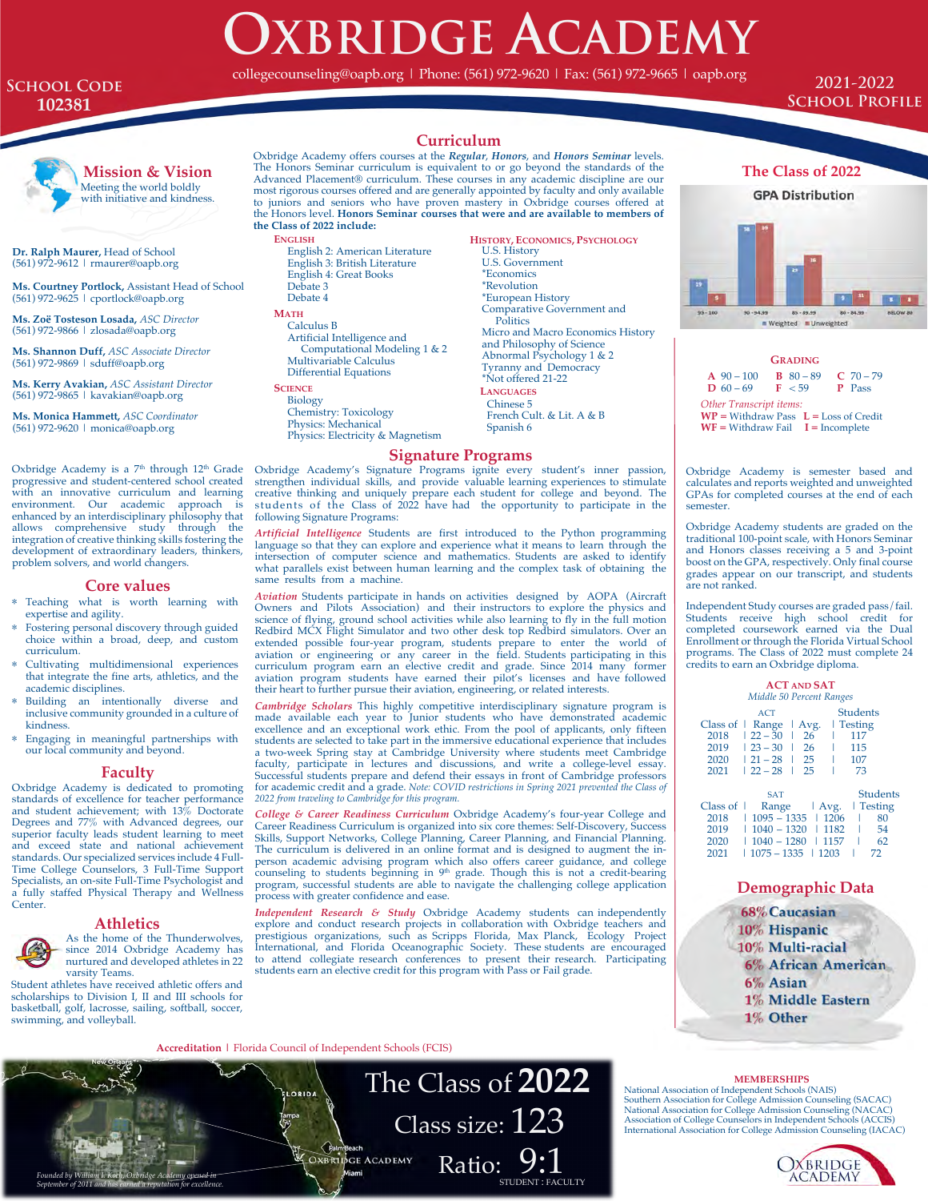# Oxbridge Academy

collegecounseling@oapb.org | Phone: (561) 972-9620 | Fax: (561) 972-9665 | oapb.org

**School Code 102381**

**2021-2022 School Profile**

## Mission & Vision

Meeting the world boldly with initiative and kindness.

**Dr. Ralph Maurer,** Head of School
(561) 972-9612 | rmaurer@oapb.org

**Ms. Courtney Portlock,** Assistant Head of School
(561) 972-9625 | cportlock@oapb.org

**Ms. Zoë Tosteson Losada,** *ASC Director*
(561) 972-9866 | zlosada@oapb.org

**Ms. Shannon Duff,** *ASC Associate Director*
(561) 972-9869 | sduff@oapb.org

**Ms. Kerry Avakian,** *ASC Assistant Director*
(561) 972-9865 | kavakian@oapb.org

**Ms. Monica Hammett,** *ASC Coordinator*
(561) 972-9620 | monica@oapb.org

Oxbridge Academy is a 7th through 12th Grade progressive and student-centered school created with an innovative curriculum and learning environment. Our academic approach is enhanced by an interdisciplinary philosophy that allows comprehensive study through the integration of creative thinking skills fostering the development of extraordinary leaders, thinkers, problem solvers, and world changers.

## Core values

* Teaching what is worth learning with expertise and agility.
* Fostering personal discovery through guided choice within a broad, deep, and custom curriculum.
* Cultivating multidimensional experiences that integrate the fine arts, athletics, and the academic disciplines.
* Building an intentionally diverse and inclusive community grounded in a culture of kindness.
* Engaging in meaningful partnerships with our local community and beyond.

## Faculty

Oxbridge Academy is dedicated to promoting standards of excellence for teacher performance and student achievement; with 13% Doctorate Degrees and 77% with Advanced degrees, our superior faculty leads student learning to meet and exceed state and national achievement standards. Our specialized services include 4 Full-Time College Counselors, 3 Full-Time Support Specialists, an on-site Full-Time Psychologist and a fully staffed Physical Therapy and Wellness Center.

## Athletics

As the home of the Thunderwolves, since 2014 Oxbridge Academy has nurtured and developed athletes in 22 varsity Teams.

Student athletes have received athletic offers and scholarships to Division I, II and III schools for basketball, golf, lacrosse, sailing, soccer, swimming, and volleyball.

## Curriculum

Oxbridge Academy offers courses at the ***Regular***, ***Honors***, and ***Honors Seminar*** levels. The Honors Seminar curriculum is equivalent to or go beyond the standards of the Advanced Placement® curriculum. These courses in any academic discipline are our most rigorous courses offered and are generally appointed by faculty and only available to juniors and seniors who have proven mastery in Oxbridge courses offered at the Honors level. **Honors Seminar courses that were and are available to members of the Class of 2022 include:**

**English**
- English 2: American Literature
- English 3: British Literature
- English 4: Great Books
- Debate 3
- Debate 4

**Math**
- Calculus B
- Artificial Intelligence and Computational Modeling 1 & 2
- Multivariable Calculus
- Differential Equations

**Science**
- Biology
- Chemistry: Toxicology
- Physics: Mechanical
- Physics: Electricity & Magnetism

**History, Economics, Psychology**
- U.S. History
- U.S. Government
- *Economics
- *Revolution
- *European History
- Comparative Government and Politics
- Micro and Macro Economics History and Philosophy of Science
- Abnormal Psychology 1 & 2
- Tyranny and Democracy
- *Not offered 21-22

**Languages**
- Chinese 5
- French Cult. & Lit. A & B
- Spanish 6

## Signature Programs

Oxbridge Academy's Signature Programs ignite every student's inner passion, strengthen individual skills, and provide valuable learning experiences to stimulate creative thinking and uniquely prepare each student for college and beyond. The students of the Class of 2022 have had the opportunity to participate in the following Signature Programs:

***Artificial Intelligence*** Students are first introduced to the Python programming language so that they can explore and experience what it means to learn through the intersection of computer science and mathematics. Students are asked to identify what parallels exist between human learning and the complex task of obtaining the same results from a machine.

***Aviation*** Students participate in hands on activities designed by AOPA (Aircraft Owners and Pilots Association) and their instructors to explore the physics and science of flying, ground school activities while also learning to fly in the full motion Redbird MCX Flight Simulator and two other desk top Redbird simulators. Over an extended possible four-year program, students prepare to enter the world of aviation or engineering or any career in the field. Students participating in this curriculum program earn an elective credit and grade. Since 2014 many former aviation program students have earned their pilot's licenses and have followed their heart to further pursue their aviation, engineering, or related interests.

***Cambridge Scholars*** This highly competitive interdisciplinary signature program is made available each year to Junior students who have demonstrated academic excellence and an exceptional work ethic. From the pool of applicants, only fifteen students are selected to take part in the immersive educational experience that includes a two-week Spring stay at Cambridge University where students meet Cambridge faculty, participate in lectures and discussions, and write a college-level essay. Successful students prepare and defend their essays in front of Cambridge professors for academic credit and a grade. *Note: COVID restrictions in Spring 2021 prevented the Class of 2022 from traveling to Cambridge for this program.*

***College & Career Readiness Curriculum*** Oxbridge Academy's four-year College and Career Readiness Curriculum is organized into six core themes: Self-Discovery, Success Skills, Support Networks, College Planning, Career Planning, and Financial Planning. The curriculum is delivered in an online format and is designed to augment the in-person academic advising program which also offers career guidance, and college counseling to students beginning in 9th grade. Though this is not a credit-bearing program, successful students are able to navigate the challenging college application process with greater confidence and ease.

***Independent Research & Study*** Oxbridge Academy students can independently explore and conduct research projects in collaboration with Oxbridge teachers and prestigious organizations, such as Scripps Florida, Max Planck, Ecology Project International, and Florida Oceanographic Society. These students are encouraged to attend collegiate research conferences to present their research. Participating students earn an elective credit for this program with Pass or Fail grade.

## The Class of 2022

**GPA Distribution**

| | 93 - 100 | 90 - 94.99 | 85 - 89.99 | 80 - 84.99 | BELOW 80 |
|---|---|---|---|---|---|
| Weighted | 19 | 38 | 29 | 9 | 8 |
| Unweighted | 5 | 39 | 36 | 11 | 8 |

### Grading

**A** 90 – 100 **B** 80 – 89 **C** 70 – 79
**D** 60 – 69 **F** < 59 **P** Pass

*Other Transcript items:*
**WP** = Withdraw Pass **L** = Loss of Credit
**WF** = Withdraw Fail **I** = Incomplete

Oxbridge Academy is semester based and calculates and reports weighted and unweighted GPAs for completed courses at the end of each semester.

Oxbridge Academy students are graded on the traditional 100-point scale, with Honors Seminar and Honors classes receiving a 5 and 3-point boost on the GPA, respectively. Only final course grades appear on our transcript, and students are not ranked.

Independent Study courses are graded pass/fail. Students receive high school credit for completed coursework earned via the Dual Enrollment or through the Florida Virtual School programs. The Class of 2022 must complete 24 credits to earn an Oxbridge diploma.

### ACT and SAT

*Middle 50 Percent Ranges*

| Class of | ACT Range | Avg. | Students Testing |
|---|---|---|---|
| 2018 | 22 – 30 | 26 | 117 |
| 2019 | 23 – 30 | 26 | 115 |
| 2020 | 21 – 28 | 25 | 107 |
| 2021 | 22 – 28 | 25 | 73 |

| Class of | SAT Range | Avg. | Students Testing |
|---|---|---|---|
| 2018 | 1095 – 1335 | 1206 | 80 |
| 2019 | 1040 – 1320 | 1182 | 54 |
| 2020 | 1040 – 1280 | 1157 | 62 |
| 2021 | 1075 – 1335 | 1203 | 72 |

## Demographic Data

- 68% Caucasian
- 10% Hispanic
- 10% Multi-racial
- 6% African American
- 6% Asian
- 1% Middle Eastern
- 1% Other

**Accreditation** | Florida Council of Independent Schools (FCIS)

*Founded by William L. Koch, Oxbridge Academy opened in September of 2011 and has earned a reputation for excellence.*

The Class of **2022**
Class size: 123
Ratio: 9:1
STUDENT : FACULTY

**MEMBERSHIPS**
National Association of Independent Schools (NAIS)
Southern Association for College Admission Counseling (SACAC)
National Association for College Admission Counseling (NACAC)
Association of College Counselors in Independent Schools (ACCIS)
International Association for College Admission Counseling (IACAC)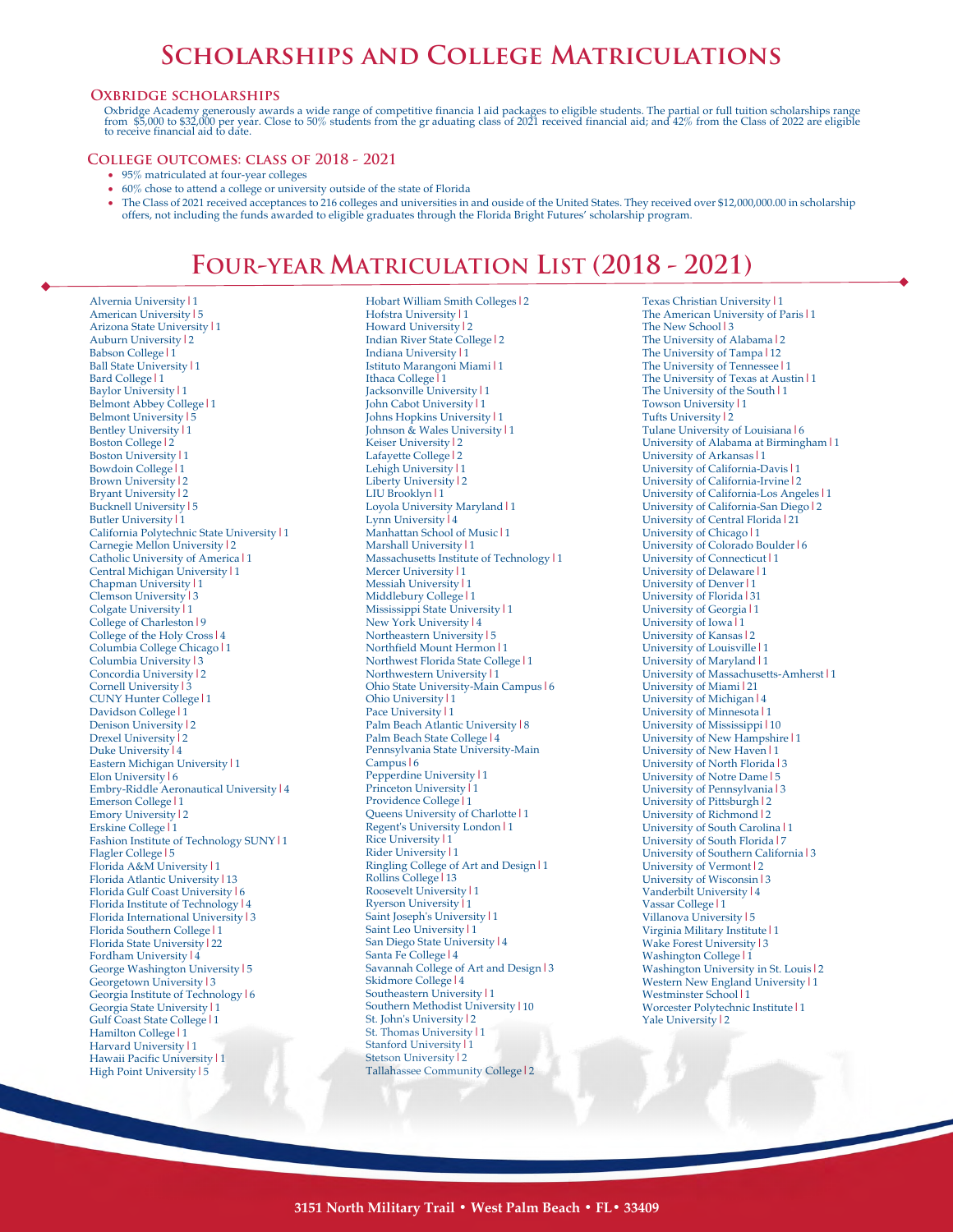# Scholarships and College Matriculations

## Oxbridge scholarships

Oxbridge Academy generously awards a wide range of competitive financia l aid packages to eligible students. The partial or full tuition scholarships range from $5,000 to $32,000 per year. Close to 50% students from the gr aduating class of 2021 received financial aid; and 42% from the Class of 2022 are eligible to receive financial aid to date.

## College outcomes: class of 2018 - 2021

- 95% matriculated at four-year colleges
- 60% chose to attend a college or university outside of the state of Florida
- The Class of 2021 received acceptances to 216 colleges and universities in and ouside of the United States. They received over $12,000,000.00 in scholarship offers, not including the funds awarded to eligible graduates through the Florida Bright Futures' scholarship program.

# Four-year Matriculation List (2018 - 2021)

Alvernia University | 1
American University | 5
Arizona State University | 1
Auburn University | 2
Babson College | 1
Ball State University | 1
Bard College | 1
Baylor University | 1
Belmont Abbey College | 1
Belmont University | 5
Bentley University | 1
Boston College | 2
Boston University | 1
Bowdoin College | 1
Brown University | 2
Bryant University | 2
Bucknell University | 5
Butler University | 1
California Polytechnic State University | 1
Carnegie Mellon University | 2
Catholic University of America | 1
Central Michigan University | 1
Chapman University | 1
Clemson University | 3
Colgate University | 1
College of Charleston | 9
College of the Holy Cross | 4
Columbia College Chicago | 1
Columbia University | 3
Concordia University | 2
Cornell University | 3
CUNY Hunter College | 1
Davidson College | 1
Denison University | 2
Drexel University | 2
Duke University | 4
Eastern Michigan University | 1
Elon University | 6
Embry-Riddle Aeronautical University | 4
Emerson College | 1
Emory University | 2
Erskine College | 1
Fashion Institute of Technology SUNY | 1
Flagler College | 5
Florida A&M University | 1
Florida Atlantic University | 13
Florida Gulf Coast University | 6
Florida Institute of Technology | 4
Florida International University | 3
Florida Southern College | 1
Florida State University | 22
Fordham University | 4
George Washington University | 5
Georgetown University | 3
Georgia Institute of Technology | 6
Georgia State University | 1
Gulf Coast State College | 1
Hamilton College | 1
Harvard University | 1
Hawaii Pacific University | 1
High Point University | 5
Hobart William Smith Colleges | 2
Hofstra University | 1
Howard University | 2
Indian River State College | 2
Indiana University | 1
Istituto Marangoni Miami | 1
Ithaca College | 1
Jacksonville University | 1
John Cabot University | 1
Johns Hopkins University | 1
Johnson & Wales University | 1
Keiser University | 2
Lafayette College | 2
Lehigh University | 1
Liberty University | 2
LIU Brooklyn | 1
Loyola University Maryland | 1
Lynn University | 4
Manhattan School of Music | 1
Marshall University | 1
Massachusetts Institute of Technology | 1
Mercer University | 1
Messiah University | 1
Middlebury College | 1
Mississippi State University | 1
New York University | 4
Northeastern University | 5
Northfield Mount Hermon | 1
Northwest Florida State College | 1
Northwestern University | 1
Ohio State University-Main Campus | 6
Ohio University | 1
Pace University | 1
Palm Beach Atlantic University | 8
Palm Beach State College | 4
Pennsylvania State University-Main Campus | 6
Pepperdine University | 1
Princeton University | 1
Providence College | 1
Queens University of Charlotte | 1
Regent's University London | 1
Rice University | 1
Rider University | 1
Ringling College of Art and Design | 1
Rollins College | 13
Roosevelt University | 1
Ryerson University | 1
Saint Joseph's University | 1
Saint Leo University | 1
San Diego State University | 4
Santa Fe College | 4
Savannah College of Art and Design | 3
Skidmore College | 4
Southeastern University | 1
Southern Methodist University | 10
St. John's University | 2
St. Thomas University | 1
Stanford University | 1
Stetson University | 2
Tallahassee Community College | 2
Texas Christian University | 1
The American University of Paris | 1
The New School | 3
The University of Alabama | 2
The University of Tampa | 12
The University of Tennessee | 1
The University of Texas at Austin | 1
The University of the South | 1
Towson University | 1
Tufts University | 2
Tulane University of Louisiana | 6
University of Alabama at Birmingham | 1
University of Arkansas | 1
University of California-Davis | 1
University of California-Irvine | 2
University of California-Los Angeles | 1
University of California-San Diego | 2
University of Central Florida | 21
University of Chicago | 1
University of Colorado Boulder | 6
University of Connecticut | 1
University of Delaware | 1
University of Denver | 1
University of Florida | 31
University of Georgia | 1
University of Iowa | 1
University of Kansas | 2
University of Louisville | 1
University of Maryland | 1
University of Massachusetts-Amherst | 1
University of Miami | 21
University of Michigan | 4
University of Minnesota | 1
University of Mississippi | 10
University of New Hampshire | 1
University of New Haven | 1
University of North Florida | 3
University of Notre Dame | 5
University of Pennsylvania | 3
University of Pittsburgh | 2
University of Richmond | 2
University of South Carolina | 1
University of South Florida | 7
University of Southern California | 3
University of Vermont | 2
University of Wisconsin | 3
Vanderbilt University | 4
Vassar College | 1
Villanova University | 5
Virginia Military Institute | 1
Wake Forest University | 3
Washington College | 1
Washington University in St. Louis | 2
Western New England University | 1
Westminster School | 1
Worcester Polytechnic Institute | 1
Yale University | 2

3151 North Military Trail • West Palm Beach • FL• 33409